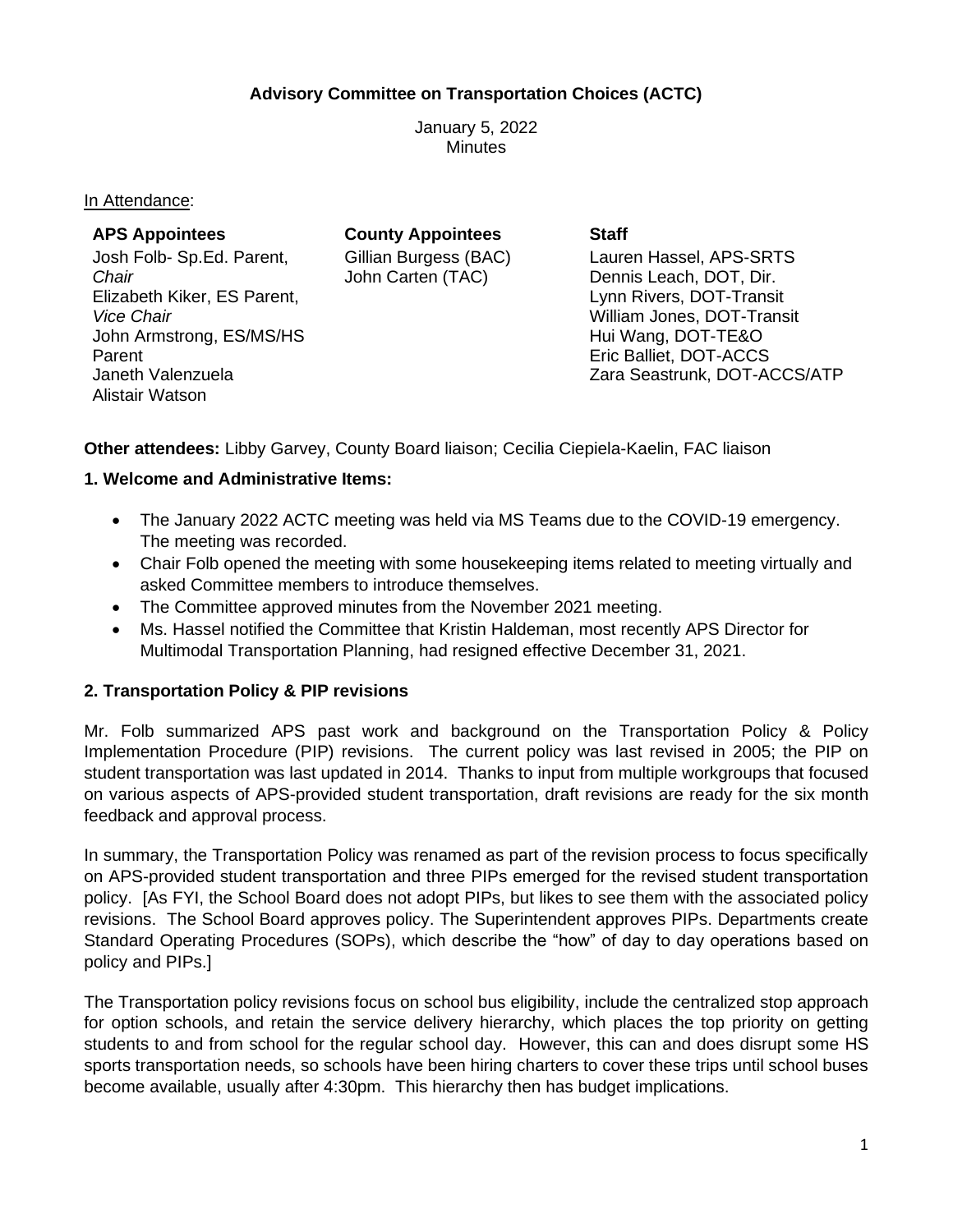**Advisory Committee on Transportation Choices (ACTC)**

January 5, 2022
Minutes

In Attendance:

| APS Appointees | County Appointees | Staff |
| --- | --- | --- |
| Josh Folb- Sp.Ed. Parent, *Chair* | Gillian Burgess (BAC) | Lauren Hassel, APS-SRTS |
| Elizabeth Kiker, ES Parent, *Vice Chair* | John Carten (TAC) | Dennis Leach, DOT, Dir. |
| John Armstrong, ES/MS/HS Parent | | Lynn Rivers, DOT-Transit |
| Janeth Valenzuela | | William Jones, DOT-Transit |
| Alistair Watson | | Hui Wang, DOT-TE&O |
| | | Eric Balliet, DOT-ACCS |
| | | Zara Seastrunk, DOT-ACCS/ATP |

**Other attendees:** Libby Garvey, County Board liaison; Cecilia Ciepiela-Kaelin, FAC liaison

**1. Welcome and Administrative Items:**

- The January 2022 ACTC meeting was held via MS Teams due to the COVID-19 emergency. The meeting was recorded.
- Chair Folb opened the meeting with some housekeeping items related to meeting virtually and asked Committee members to introduce themselves.
- The Committee approved minutes from the November 2021 meeting.
- Ms. Hassel notified the Committee that Kristin Haldeman, most recently APS Director for Multimodal Transportation Planning, had resigned effective December 31, 2021.

**2. Transportation Policy & PIP revisions**

Mr. Folb summarized APS past work and background on the Transportation Policy & Policy Implementation Procedure (PIP) revisions. The current policy was last revised in 2005; the PIP on student transportation was last updated in 2014. Thanks to input from multiple workgroups that focused on various aspects of APS-provided student transportation, draft revisions are ready for the six month feedback and approval process.

In summary, the Transportation Policy was renamed as part of the revision process to focus specifically on APS-provided student transportation and three PIPs emerged for the revised student transportation policy. [As FYI, the School Board does not adopt PIPs, but likes to see them with the associated policy revisions. The School Board approves policy. The Superintendent approves PIPs. Departments create Standard Operating Procedures (SOPs), which describe the "how" of day to day operations based on policy and PIPs.]

The Transportation policy revisions focus on school bus eligibility, include the centralized stop approach for option schools, and retain the service delivery hierarchy, which places the top priority on getting students to and from school for the regular school day. However, this can and does disrupt some HS sports transportation needs, so schools have been hiring charters to cover these trips until school buses become available, usually after 4:30pm. This hierarchy then has budget implications.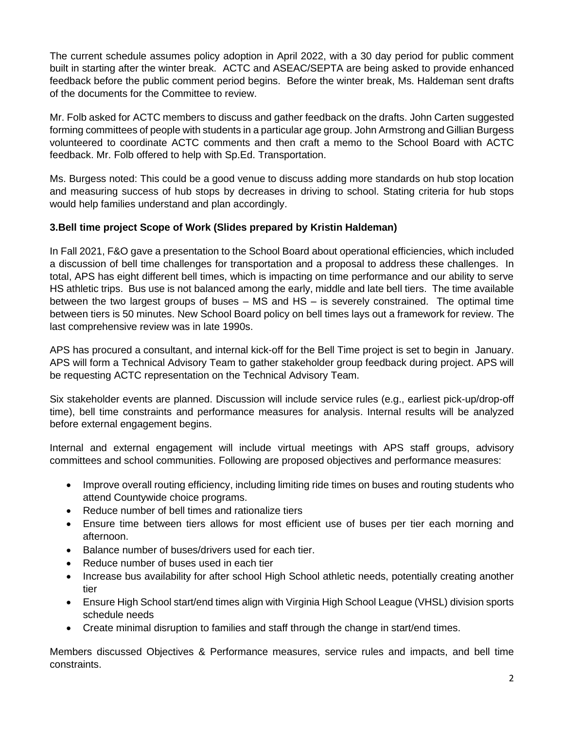The current schedule assumes policy adoption in April 2022, with a 30 day period for public comment built in starting after the winter break. ACTC and ASEAC/SEPTA are being asked to provide enhanced feedback before the public comment period begins. Before the winter break, Ms. Haldeman sent drafts of the documents for the Committee to review.

Mr. Folb asked for ACTC members to discuss and gather feedback on the drafts. John Carten suggested forming committees of people with students in a particular age group. John Armstrong and Gillian Burgess volunteered to coordinate ACTC comments and then craft a memo to the School Board with ACTC feedback. Mr. Folb offered to help with Sp.Ed. Transportation.

Ms. Burgess noted: This could be a good venue to discuss adding more standards on hub stop location and measuring success of hub stops by decreases in driving to school. Stating criteria for hub stops would help families understand and plan accordingly.

**3.Bell time project Scope of Work (Slides prepared by Kristin Haldeman)**

In Fall 2021, F&O gave a presentation to the School Board about operational efficiencies, which included a discussion of bell time challenges for transportation and a proposal to address these challenges. In total, APS has eight different bell times, which is impacting on time performance and our ability to serve HS athletic trips. Bus use is not balanced among the early, middle and late bell tiers. The time available between the two largest groups of buses – MS and HS – is severely constrained. The optimal time between tiers is 50 minutes. New School Board policy on bell times lays out a framework for review. The last comprehensive review was in late 1990s.

APS has procured a consultant, and internal kick-off for the Bell Time project is set to begin in January. APS will form a Technical Advisory Team to gather stakeholder group feedback during project. APS will be requesting ACTC representation on the Technical Advisory Team.

Six stakeholder events are planned. Discussion will include service rules (e.g., earliest pick-up/drop-off time), bell time constraints and performance measures for analysis. Internal results will be analyzed before external engagement begins.

Internal and external engagement will include virtual meetings with APS staff groups, advisory committees and school communities. Following are proposed objectives and performance measures:

- Improve overall routing efficiency, including limiting ride times on buses and routing students who attend Countywide choice programs.
- Reduce number of bell times and rationalize tiers
- Ensure time between tiers allows for most efficient use of buses per tier each morning and afternoon.
- Balance number of buses/drivers used for each tier.
- Reduce number of buses used in each tier
- Increase bus availability for after school High School athletic needs, potentially creating another tier
- Ensure High School start/end times align with Virginia High School League (VHSL) division sports schedule needs
- Create minimal disruption to families and staff through the change in start/end times.

Members discussed Objectives & Performance measures, service rules and impacts, and bell time constraints.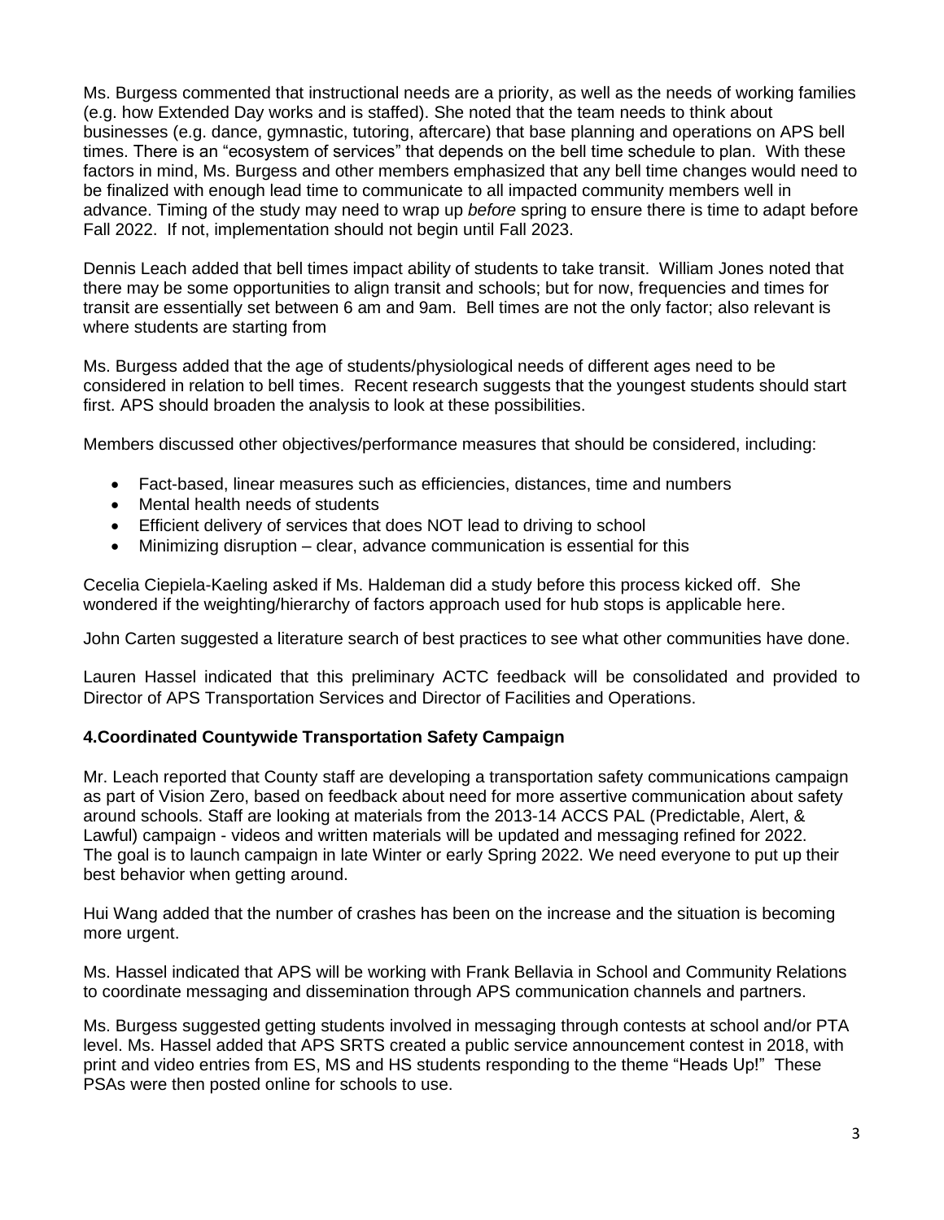Ms. Burgess commented that instructional needs are a priority, as well as the needs of working families (e.g. how Extended Day works and is staffed). She noted that the team needs to think about businesses (e.g. dance, gymnastic, tutoring, aftercare) that base planning and operations on APS bell times. There is an "ecosystem of services" that depends on the bell time schedule to plan. With these factors in mind, Ms. Burgess and other members emphasized that any bell time changes would need to be finalized with enough lead time to communicate to all impacted community members well in advance. Timing of the study may need to wrap up *before* spring to ensure there is time to adapt before Fall 2022. If not, implementation should not begin until Fall 2023.

Dennis Leach added that bell times impact ability of students to take transit. William Jones noted that there may be some opportunities to align transit and schools; but for now, frequencies and times for transit are essentially set between 6 am and 9am. Bell times are not the only factor; also relevant is where students are starting from

Ms. Burgess added that the age of students/physiological needs of different ages need to be considered in relation to bell times. Recent research suggests that the youngest students should start first. APS should broaden the analysis to look at these possibilities.

Members discussed other objectives/performance measures that should be considered, including:

- Fact-based, linear measures such as efficiencies, distances, time and numbers
- Mental health needs of students
- Efficient delivery of services that does NOT lead to driving to school
- Minimizing disruption – clear, advance communication is essential for this

Cecelia Ciepiela-Kaeling asked if Ms. Haldeman did a study before this process kicked off. She wondered if the weighting/hierarchy of factors approach used for hub stops is applicable here.

John Carten suggested a literature search of best practices to see what other communities have done.

Lauren Hassel indicated that this preliminary ACTC feedback will be consolidated and provided to Director of APS Transportation Services and Director of Facilities and Operations.

### 4.Coordinated Countywide Transportation Safety Campaign

Mr. Leach reported that County staff are developing a transportation safety communications campaign as part of Vision Zero, based on feedback about need for more assertive communication about safety around schools. Staff are looking at materials from the 2013-14 ACCS PAL (Predictable, Alert, & Lawful) campaign - videos and written materials will be updated and messaging refined for 2022. The goal is to launch campaign in late Winter or early Spring 2022. We need everyone to put up their best behavior when getting around.

Hui Wang added that the number of crashes has been on the increase and the situation is becoming more urgent.

Ms. Hassel indicated that APS will be working with Frank Bellavia in School and Community Relations to coordinate messaging and dissemination through APS communication channels and partners.

Ms. Burgess suggested getting students involved in messaging through contests at school and/or PTA level. Ms. Hassel added that APS SRTS created a public service announcement contest in 2018, with print and video entries from ES, MS and HS students responding to the theme "Heads Up!" These PSAs were then posted online for schools to use.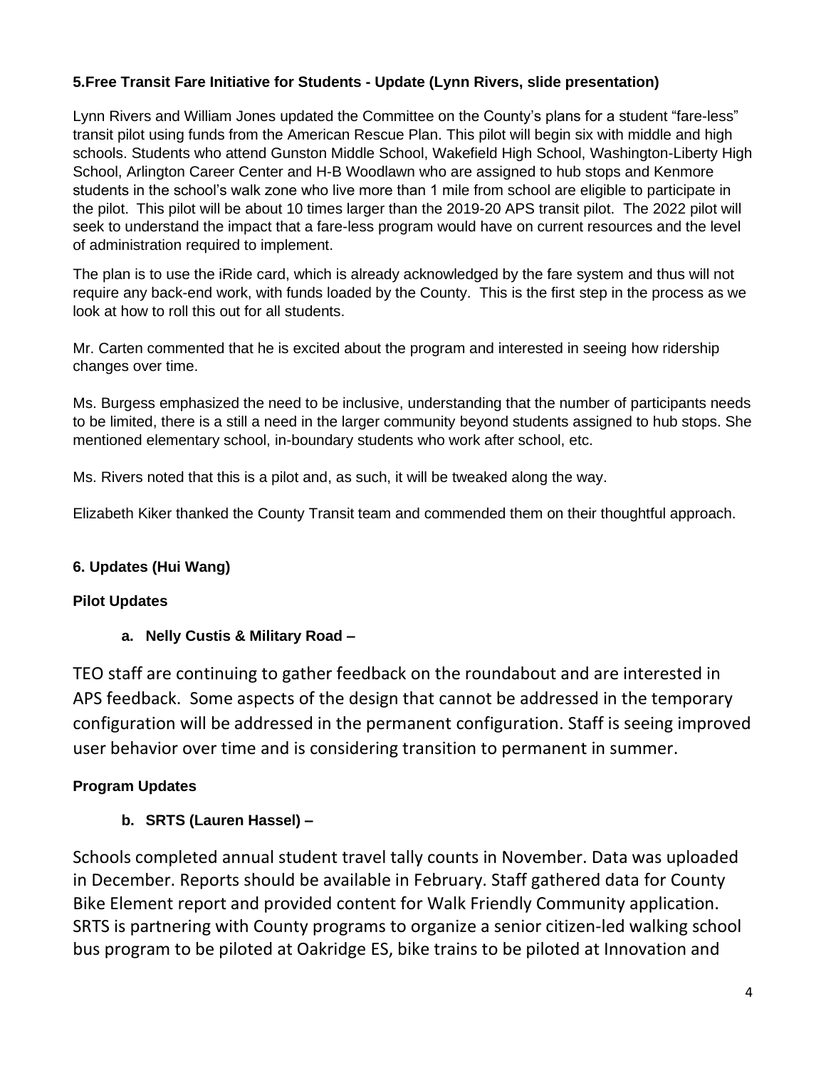**5.Free Transit Fare Initiative for Students - Update (Lynn Rivers, slide presentation)**

Lynn Rivers and William Jones updated the Committee on the County's plans for a student "fare-less" transit pilot using funds from the American Rescue Plan. This pilot will begin six with middle and high schools. Students who attend Gunston Middle School, Wakefield High School, Washington-Liberty High School, Arlington Career Center and H-B Woodlawn who are assigned to hub stops and Kenmore students in the school's walk zone who live more than 1 mile from school are eligible to participate in the pilot. This pilot will be about 10 times larger than the 2019-20 APS transit pilot. The 2022 pilot will seek to understand the impact that a fare-less program would have on current resources and the level of administration required to implement.

The plan is to use the iRide card, which is already acknowledged by the fare system and thus will not require any back-end work, with funds loaded by the County. This is the first step in the process as we look at how to roll this out for all students.

Mr. Carten commented that he is excited about the program and interested in seeing how ridership changes over time.

Ms. Burgess emphasized the need to be inclusive, understanding that the number of participants needs to be limited, there is a still a need in the larger community beyond students assigned to hub stops. She mentioned elementary school, in-boundary students who work after school, etc.

Ms. Rivers noted that this is a pilot and, as such, it will be tweaked along the way.

Elizabeth Kiker thanked the County Transit team and commended them on their thoughtful approach.

**6. Updates (Hui Wang)**

**Pilot Updates**

**a. Nelly Custis & Military Road –**

TEO staff are continuing to gather feedback on the roundabout and are interested in APS feedback. Some aspects of the design that cannot be addressed in the temporary configuration will be addressed in the permanent configuration. Staff is seeing improved user behavior over time and is considering transition to permanent in summer.

**Program Updates**

**b. SRTS (Lauren Hassel) –**

Schools completed annual student travel tally counts in November. Data was uploaded in December. Reports should be available in February. Staff gathered data for County Bike Element report and provided content for Walk Friendly Community application. SRTS is partnering with County programs to organize a senior citizen-led walking school bus program to be piloted at Oakridge ES, bike trains to be piloted at Innovation and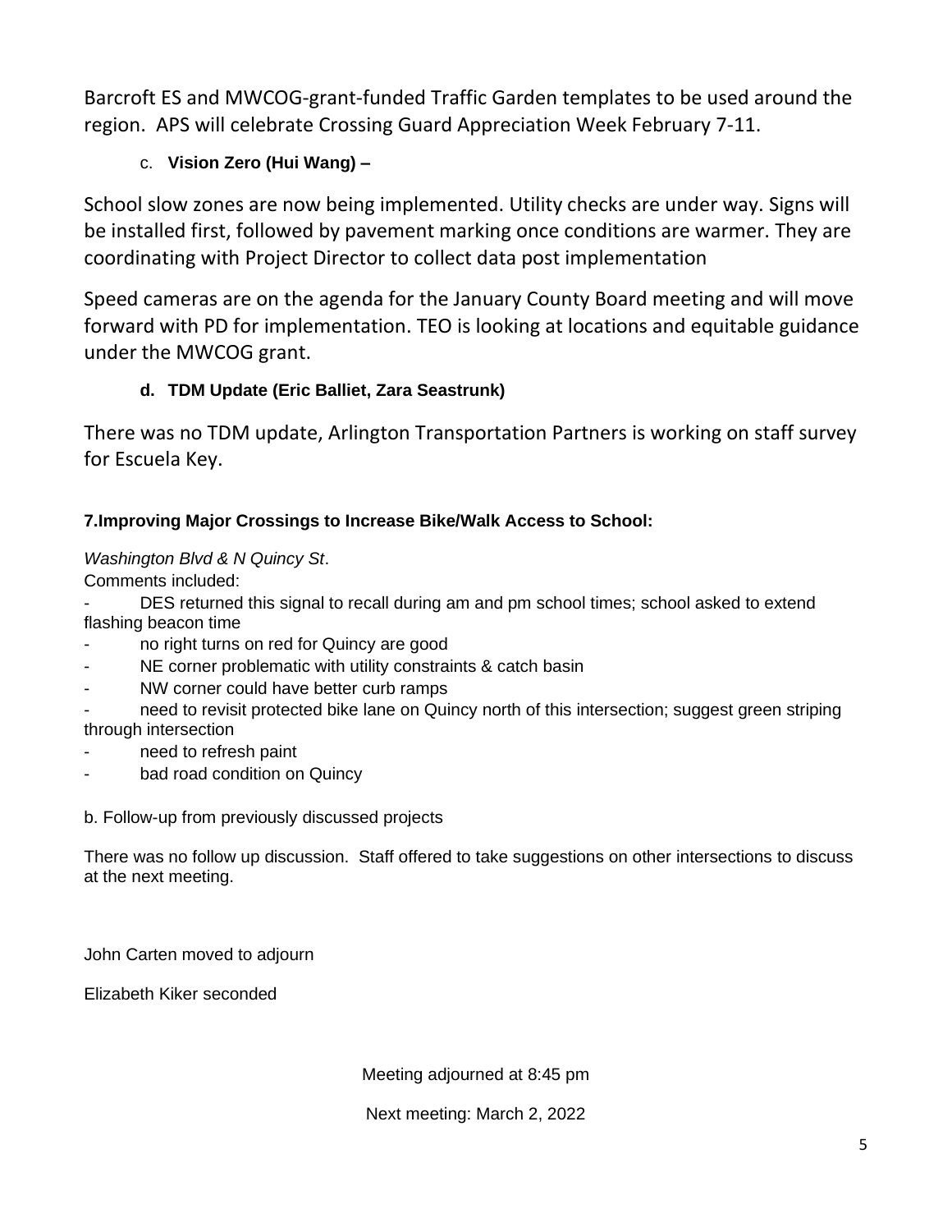Barcroft ES and MWCOG-grant-funded Traffic Garden templates to be used around the region. APS will celebrate Crossing Guard Appreciation Week February 7-11.

c. **Vision Zero (Hui Wang) –**

School slow zones are now being implemented. Utility checks are under way. Signs will be installed first, followed by pavement marking once conditions are warmer. They are coordinating with Project Director to collect data post implementation

Speed cameras are on the agenda for the January County Board meeting and will move forward with PD for implementation. TEO is looking at locations and equitable guidance under the MWCOG grant.

**d. TDM Update (Eric Balliet, Zara Seastrunk)**

There was no TDM update, Arlington Transportation Partners is working on staff survey for Escuela Key.

**7.Improving Major Crossings to Increase Bike/Walk Access to School:**

*Washington Blvd & N Quincy St*.

Comments included:

- DES returned this signal to recall during am and pm school times; school asked to extend flashing beacon time
- no right turns on red for Quincy are good
- NE corner problematic with utility constraints & catch basin
- NW corner could have better curb ramps
- need to revisit protected bike lane on Quincy north of this intersection; suggest green striping through intersection
- need to refresh paint
- bad road condition on Quincy

b. Follow-up from previously discussed projects

There was no follow up discussion. Staff offered to take suggestions on other intersections to discuss at the next meeting.

John Carten moved to adjourn

Elizabeth Kiker seconded

Meeting adjourned at 8:45 pm

Next meeting: March 2, 2022